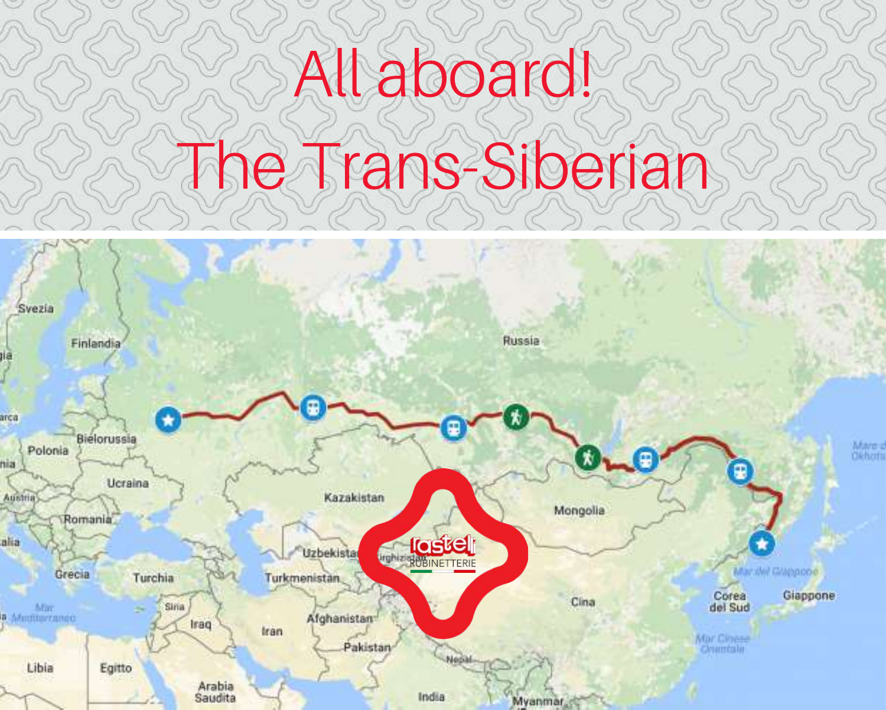# All aboard!
# The Trans-Siberian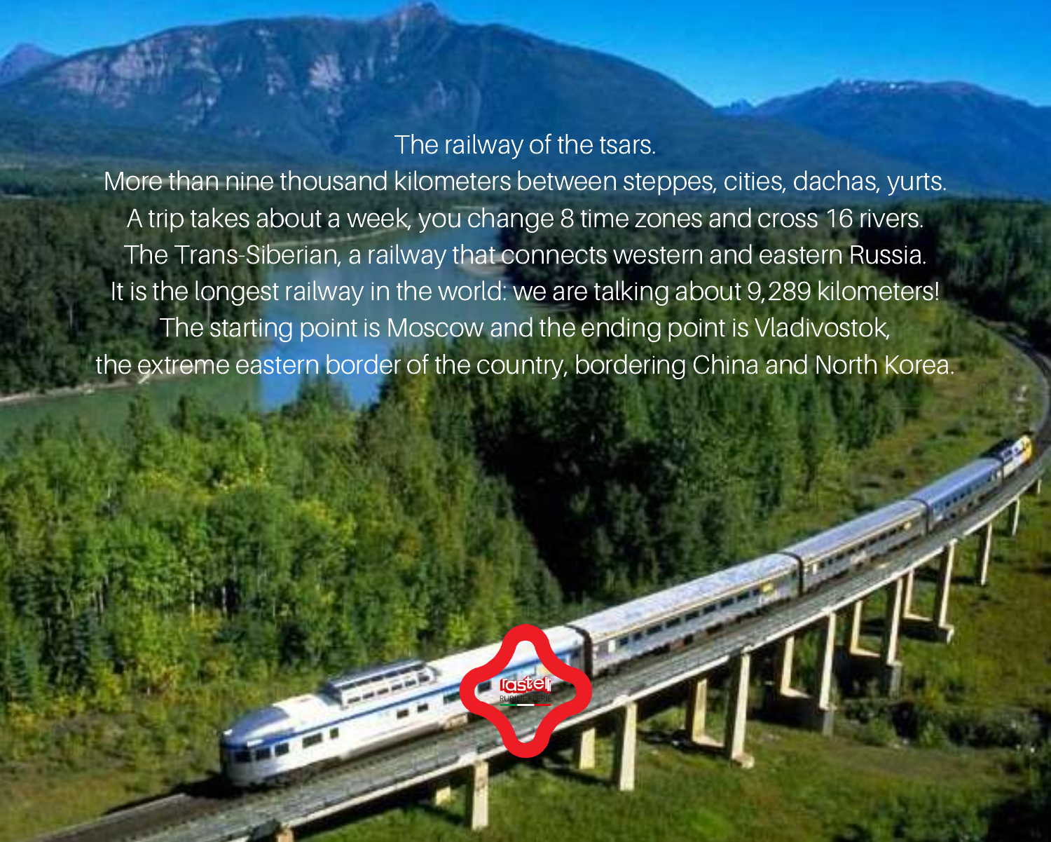The railway of the tsars.

More than nine thousand kilometers between steppes, cities, dachas, yurts.

A trip takes about a week, you change 8 time zones and cross 16 rivers.

The Trans-Siberian, a railway that connects western and eastern Russia.

It is the longest railway in the world: we are talking about 9,289 kilometers!

The starting point is Moscow and the ending point is Vladivostok,

the extreme eastern border of the country, bordering China and North Korea.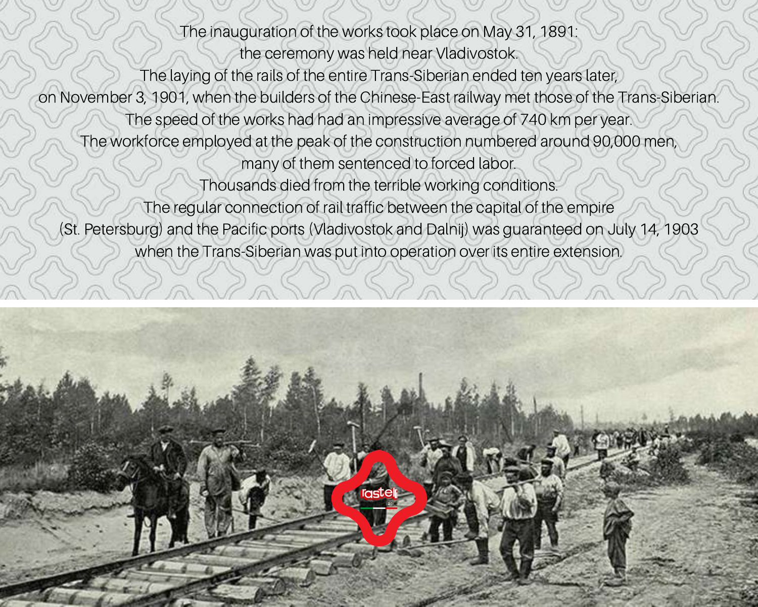The inauguration of the works took place on May 31, 1891:
the ceremony was held near Vladivostok.
The laying of the rails of the entire Trans-Siberian ended ten years later,
on November 3, 1901, when the builders of the Chinese-East railway met those of the Trans-Siberian.
The speed of the works had had an impressive average of 740 km per year.
The workforce employed at the peak of the construction numbered around 90,000 men,
many of them sentenced to forced labor.
Thousands died from the terrible working conditions.
The regular connection of rail traffic between the capital of the empire
(St. Petersburg) and the Pacific ports (Vladivostok and Dalnij) was guaranteed on July 14, 1903
when the Trans-Siberian was put into operation over its entire extension.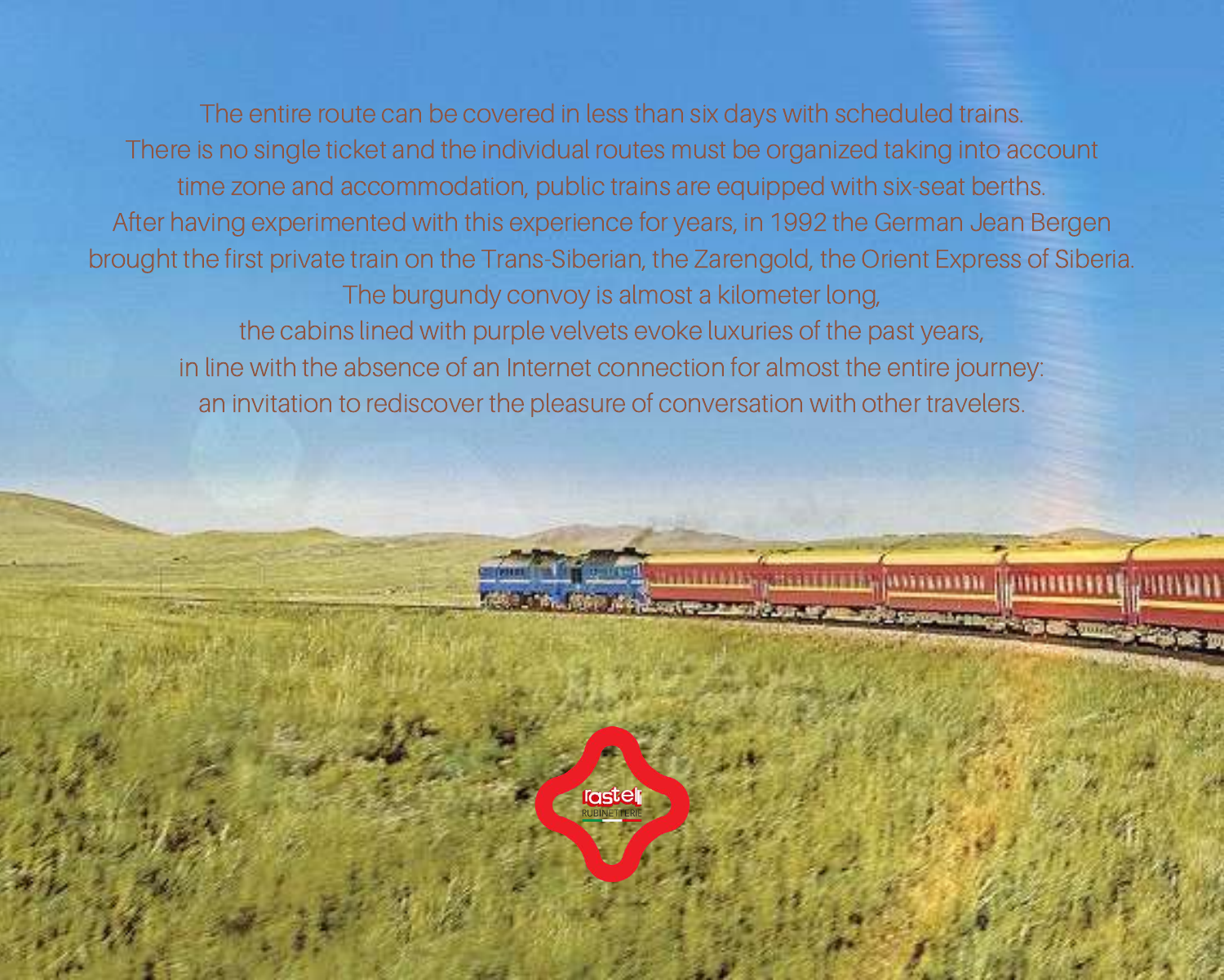The entire route can be covered in less than six days with scheduled trains.
There is no single ticket and the individual routes must be organized taking into account time zone and accommodation, public trains are equipped with six-seat berths.
After having experimented with this experience for years, in 1992 the German Jean Bergen brought the first private train on the Trans-Siberian, the Zarengold, the Orient Express of Siberia.
The burgundy convoy is almost a kilometer long,
the cabins lined with purple velvets evoke luxuries of the past years,
in line with the absence of an Internet connection for almost the entire journey:
an invitation to rediscover the pleasure of conversation with other travelers.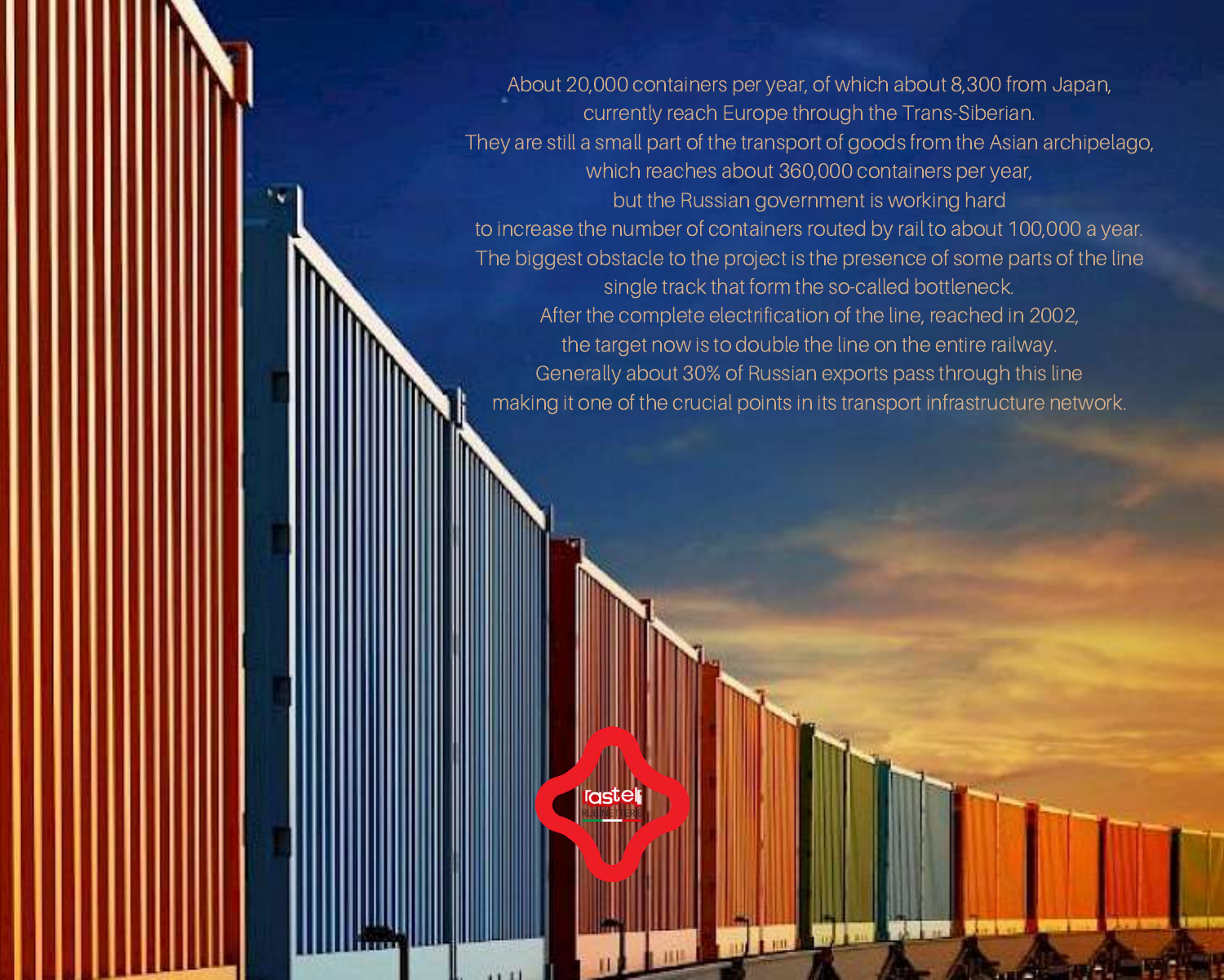About 20,000 containers per year, of which about 8,300 from Japan, currently reach Europe through the Trans-Siberian.
They are still a small part of the transport of goods from the Asian archipelago, which reaches about 360,000 containers per year, but the Russian government is working hard to increase the number of containers routed by rail to about 100,000 a year.
The biggest obstacle to the project is the presence of some parts of the line single track that form the so-called bottleneck.
After the complete electrification of the line, reached in 2002, the target now is to double the line on the entire railway.
Generally about 30% of Russian exports pass through this line making it one of the crucial points in its transport infrastructure network.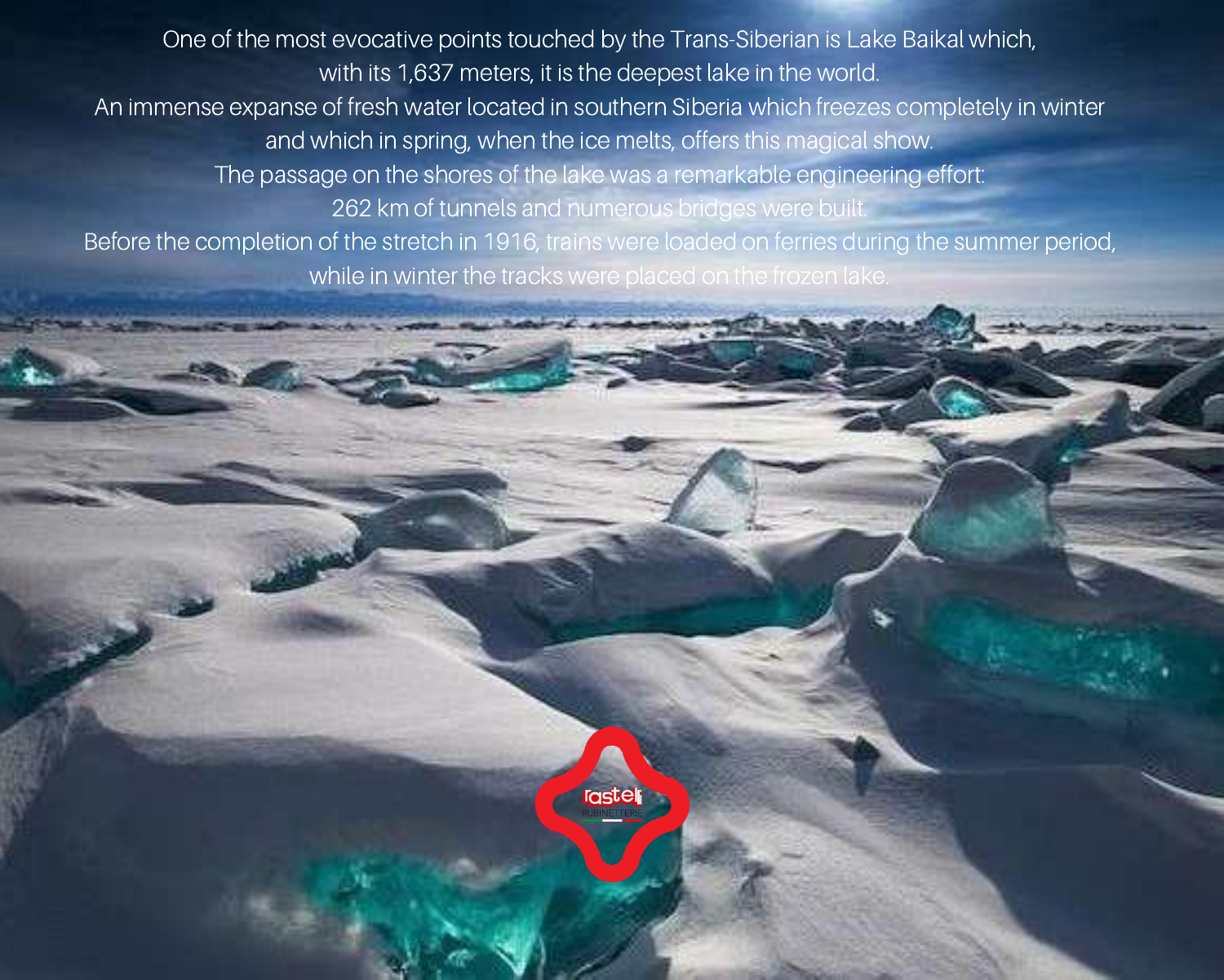One of the most evocative points touched by the Trans-Siberian is Lake Baikal which, with its 1,637 meters, it is the deepest lake in the world.
An immense expanse of fresh water located in southern Siberia which freezes completely in winter and which in spring, when the ice melts, offers this magical show.
The passage on the shores of the lake was a remarkable engineering effort:
262 km of tunnels and numerous bridges were built.
Before the completion of the stretch in 1916, trains were loaded on ferries during the summer period, while in winter the tracks were placed on the frozen lake.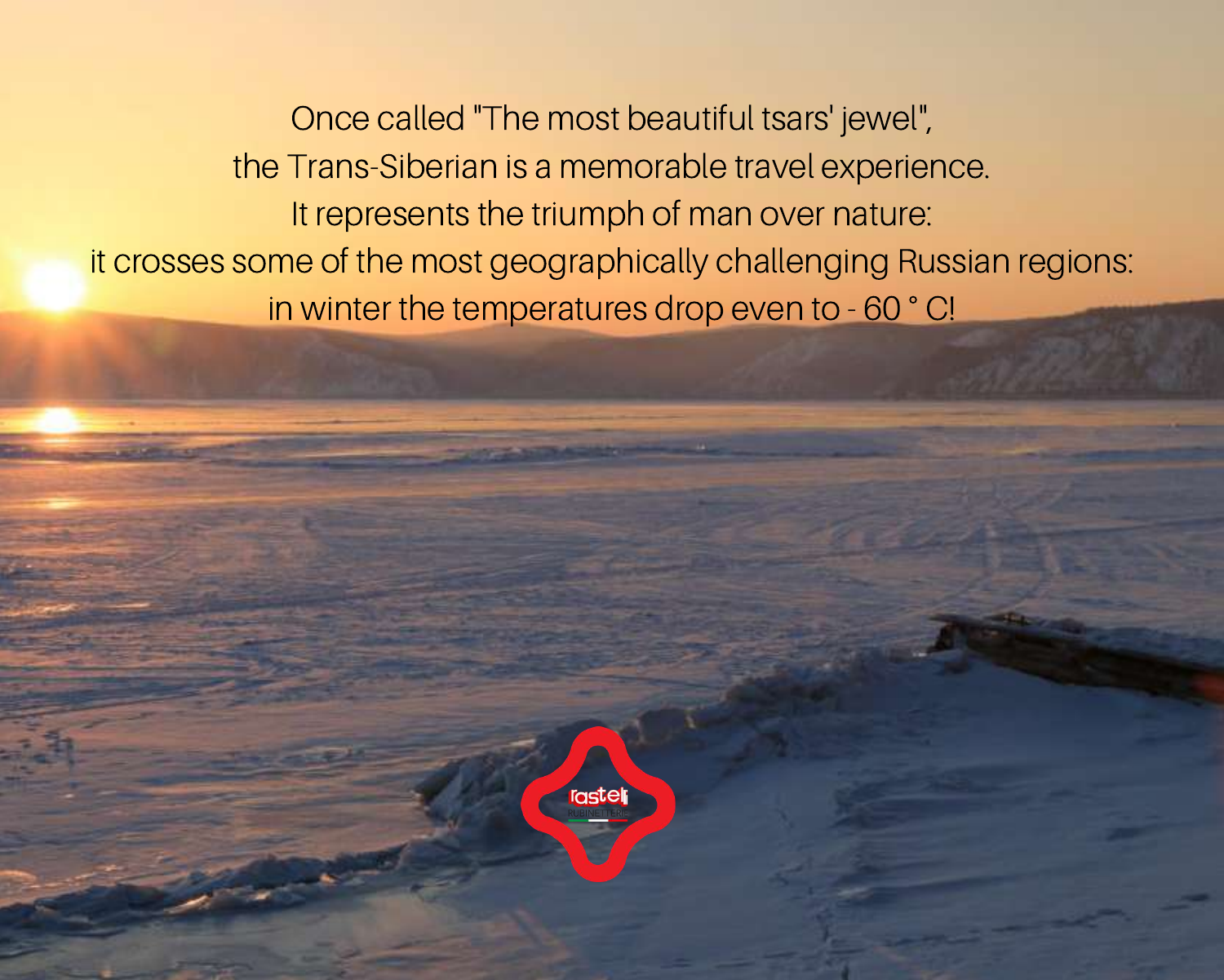Once called "The most beautiful tsars' jewel",
the Trans-Siberian is a memorable travel experience.
It represents the triumph of man over nature:
it crosses some of the most geographically challenging Russian regions:
in winter the temperatures drop even to - 60 ° C!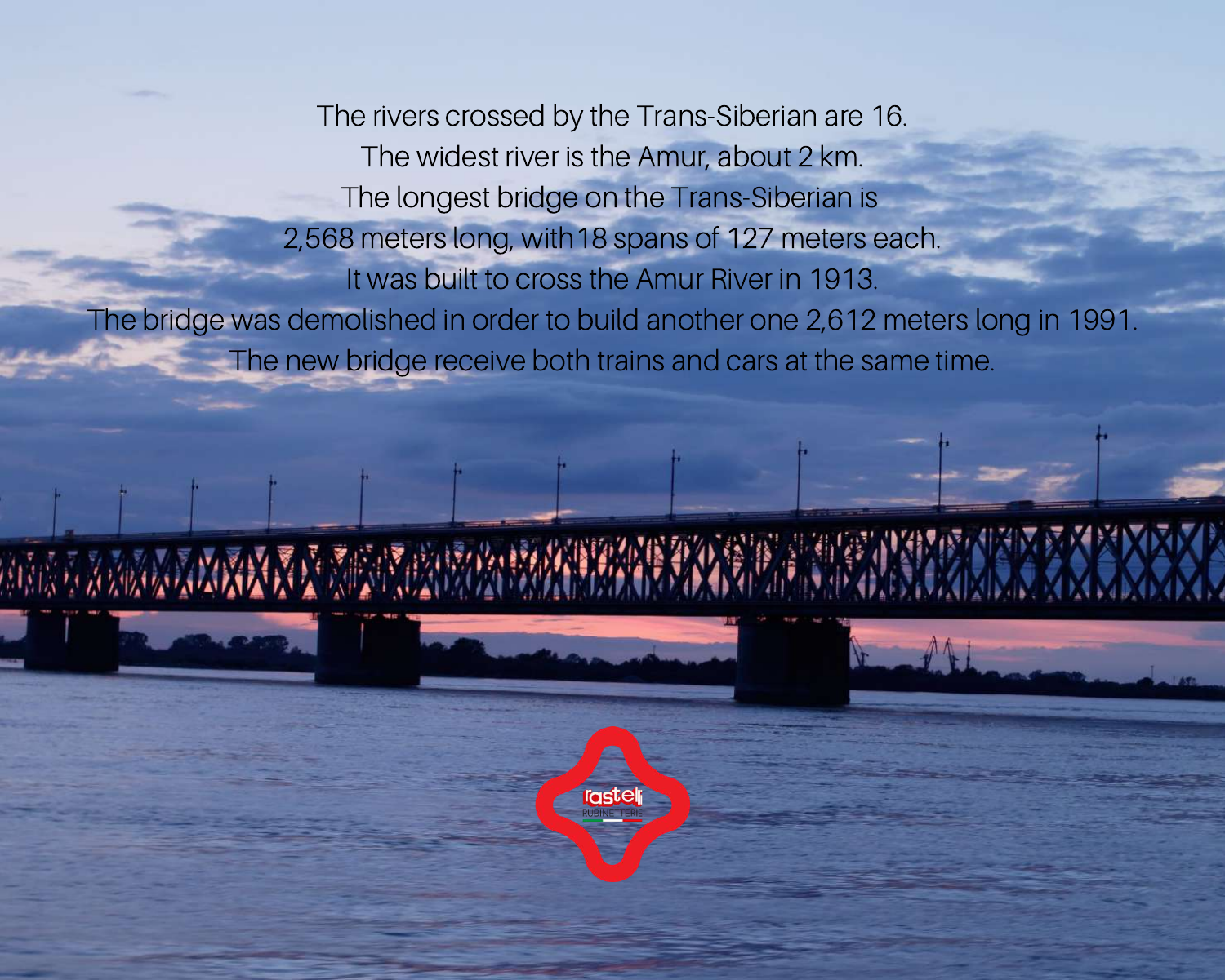The rivers crossed by the Trans-Siberian are 16.
The widest river is the Amur, about 2 km.
The longest bridge on the Trans-Siberian is
2,568 meters long, with18 spans of 127 meters each.
It was built to cross the Amur River in 1913.
The bridge was demolished in order to build another one 2,612 meters long in 1991.
The new bridge receive both trains and cars at the same time.